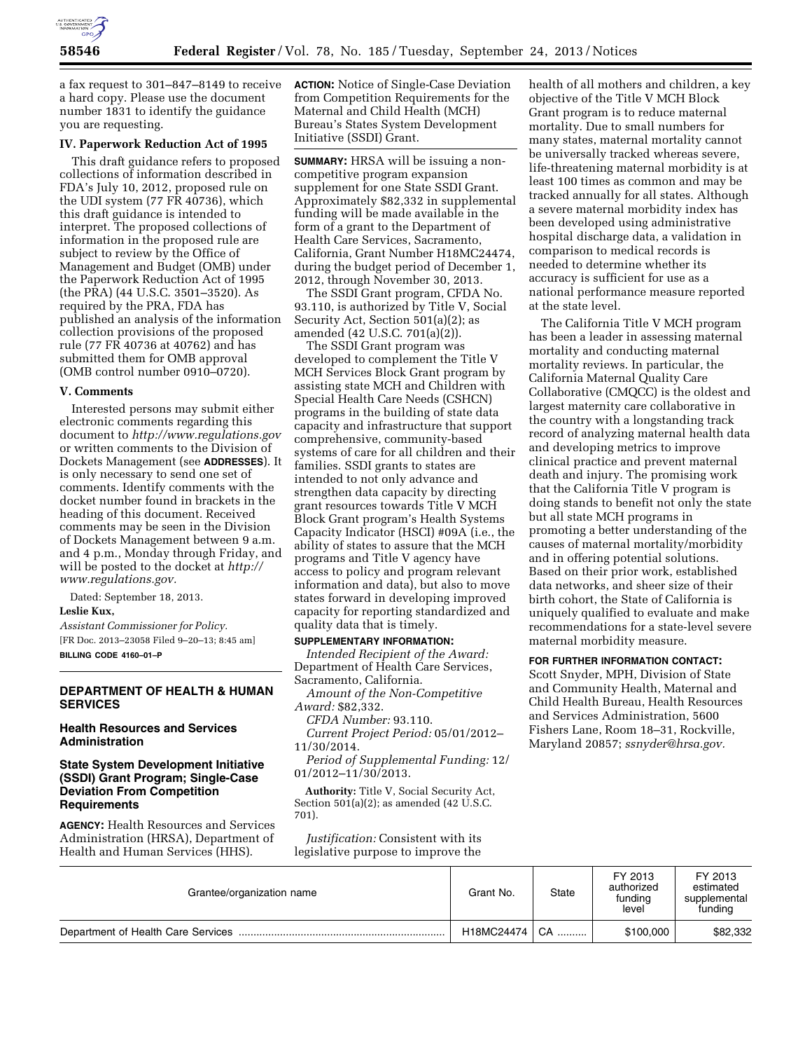a fax request to 301–847–8149 to receive a hard copy. Please use the document number 1831 to identify the guidance you are requesting.

### IV. Paperwork Reduction Act of 1995

This draft guidance refers to proposed collections of information described in FDA's July 10, 2012, proposed rule on the UDI system (77 FR 40736), which this draft guidance is intended to interpret. The proposed collections of information in the proposed rule are subject to review by the Office of Management and Budget (OMB) under the Paperwork Reduction Act of 1995 (the PRA) (44 U.S.C. 3501–3520). As required by the PRA, FDA has published an analysis of the information collection provisions of the proposed rule (77 FR 40736 at 40762) and has submitted them for OMB approval (OMB control number 0910–0720).

### V. Comments

Interested persons may submit either electronic comments regarding this document to *http://www.regulations.gov* or written comments to the Division of Dockets Management (see **ADDRESSES**). It is only necessary to send one set of comments. Identify comments with the docket number found in brackets in the heading of this document. Received comments may be seen in the Division of Dockets Management between 9 a.m. and 4 p.m., Monday through Friday, and will be posted to the docket at *http://www.regulations.gov.*

Dated: September 18, 2013.

**Leslie Kux,**

*Assistant Commissioner for Policy.*

[FR Doc. 2013–23058 Filed 9–20–13; 8:45 am]

**BILLING CODE 4160–01–P**

## DEPARTMENT OF HEALTH & HUMAN SERVICES

### Health Resources and Services Administration

### State System Development Initiative (SSDI) Grant Program; Single-Case Deviation From Competition Requirements

**AGENCY:** Health Resources and Services Administration (HRSA), Department of Health and Human Services (HHS).

**ACTION:** Notice of Single-Case Deviation from Competition Requirements for the Maternal and Child Health (MCH) Bureau's States System Development Initiative (SSDI) Grant.

**SUMMARY:** HRSA will be issuing a non-competitive program expansion supplement for one State SSDI Grant. Approximately $82,332 in supplemental funding will be made available in the form of a grant to the Department of Health Care Services, Sacramento, California, Grant Number H18MC24474, during the budget period of December 1, 2012, through November 30, 2013.

The SSDI Grant program, CFDA No. 93.110, is authorized by Title V, Social Security Act, Section 501(a)(2); as amended (42 U.S.C. 701(a)(2)).

The SSDI Grant program was developed to complement the Title V MCH Services Block Grant program by assisting state MCH and Children with Special Health Care Needs (CSHCN) programs in the building of state data capacity and infrastructure that support comprehensive, community-based systems of care for all children and their families. SSDI grants to states are intended to not only advance and strengthen data capacity by directing grant resources towards Title V MCH Block Grant program's Health Systems Capacity Indicator (HSCI) #09A (i.e., the ability of states to assure that the MCH programs and Title V agency have access to policy and program relevant information and data), but also to move states forward in developing improved capacity for reporting standardized and quality data that is timely.

**SUPPLEMENTARY INFORMATION:**

*Intended Recipient of the Award:* Department of Health Care Services, Sacramento, California.

*Amount of the Non-Competitive Award:* $82,332.

*CFDA Number:* 93.110.

*Current Project Period:* 05/01/2012–11/30/2014.

*Period of Supplemental Funding:* 12/01/2012–11/30/2013.

**Authority:** Title V, Social Security Act, Section 501(a)(2); as amended (42 U.S.C. 701).

*Justification:* Consistent with its legislative purpose to improve the health of all mothers and children, a key objective of the Title V MCH Block Grant program is to reduce maternal mortality. Due to small numbers for many states, maternal mortality cannot be universally tracked whereas severe, life-threatening maternal morbidity is at least 100 times as common and may be tracked annually for all states. Although a severe maternal morbidity index has been developed using administrative hospital discharge data, a validation in comparison to medical records is needed to determine whether its accuracy is sufficient for use as a national performance measure reported at the state level.

The California Title V MCH program has been a leader in assessing maternal mortality and conducting maternal mortality reviews. In particular, the California Maternal Quality Care Collaborative (CMQCC) is the oldest and largest maternity care collaborative in the country with a longstanding track record of analyzing maternal health data and developing metrics to improve clinical practice and prevent maternal death and injury. The promising work that the California Title V program is doing stands to benefit not only the state but all state MCH programs in promoting a better understanding of the causes of maternal mortality/morbidity and in offering potential solutions. Based on their prior work, established data networks, and sheer size of their birth cohort, the State of California is uniquely qualified to evaluate and make recommendations for a state-level severe maternal morbidity measure.

**FOR FURTHER INFORMATION CONTACT:** Scott Snyder, MPH, Division of State and Community Health, Maternal and Child Health Bureau, Health Resources and Services Administration, 5600 Fishers Lane, Room 18–31, Rockville, Maryland 20857; *ssnyder@hrsa.gov.*

| Grantee/organization name | Grant No. | State | FY 2013 authorized funding level | FY 2013 estimated supplemental funding |
|---|---|---|---|---|
| Department of Health Care Services | H18MC24474 | CA | $100,000 | $82,332 |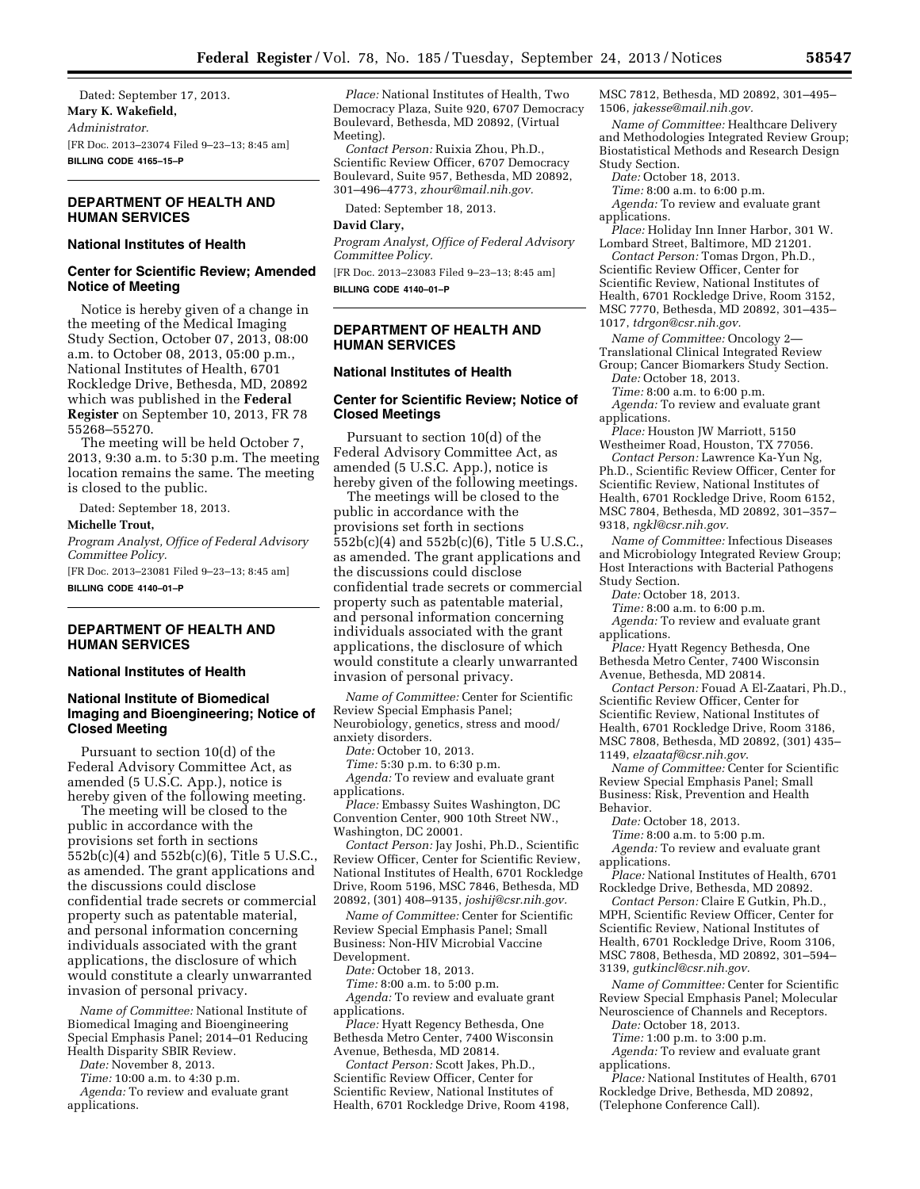Dated: September 17, 2013.

**Mary K. Wakefield,**

*Administrator.*

[FR Doc. 2013–23074 Filed 9–23–13; 8:45 am]

**BILLING CODE 4165–15–P**

## DEPARTMENT OF HEALTH AND HUMAN SERVICES

### National Institutes of Health

### Center for Scientific Review; Amended Notice of Meeting

Notice is hereby given of a change in the meeting of the Medical Imaging Study Section, October 07, 2013, 08:00 a.m. to October 08, 2013, 05:00 p.m., National Institutes of Health, 6701 Rockledge Drive, Bethesda, MD, 20892 which was published in the **Federal Register** on September 10, 2013, FR 78 55268–55270.

The meeting will be held October 7, 2013, 9:30 a.m. to 5:30 p.m. The meeting location remains the same. The meeting is closed to the public.

Dated: September 18, 2013.

**Michelle Trout,**

*Program Analyst, Office of Federal Advisory Committee Policy.*

[FR Doc. 2013–23081 Filed 9–23–13; 8:45 am]

**BILLING CODE 4140–01–P**

## DEPARTMENT OF HEALTH AND HUMAN SERVICES

### National Institutes of Health

### National Institute of Biomedical Imaging and Bioengineering; Notice of Closed Meeting

Pursuant to section 10(d) of the Federal Advisory Committee Act, as amended (5 U.S.C. App.), notice is hereby given of the following meeting.

The meeting will be closed to the public in accordance with the provisions set forth in sections 552b(c)(4) and 552b(c)(6), Title 5 U.S.C., as amended. The grant applications and the discussions could disclose confidential trade secrets or commercial property such as patentable material, and personal information concerning individuals associated with the grant applications, the disclosure of which would constitute a clearly unwarranted invasion of personal privacy.

*Name of Committee:* National Institute of Biomedical Imaging and Bioengineering Special Emphasis Panel; 2014–01 Reducing Health Disparity SBIR Review.

*Date:* November 8, 2013.

*Time:* 10:00 a.m. to 4:30 p.m.

*Agenda:* To review and evaluate grant applications.

*Place:* National Institutes of Health, Two Democracy Plaza, Suite 920, 6707 Democracy Boulevard, Bethesda, MD 20892, (Virtual Meeting).

*Contact Person:* Ruixia Zhou, Ph.D., Scientific Review Officer, 6707 Democracy Boulevard, Suite 957, Bethesda, MD 20892, 301–496–4773, *zhour@mail.nih.gov.*

Dated: September 18, 2013.

**David Clary,**

*Program Analyst, Office of Federal Advisory Committee Policy.*

[FR Doc. 2013–23083 Filed 9–23–13; 8:45 am]

**BILLING CODE 4140–01–P**

## DEPARTMENT OF HEALTH AND HUMAN SERVICES

### National Institutes of Health

### Center for Scientific Review; Notice of Closed Meetings

Pursuant to section 10(d) of the Federal Advisory Committee Act, as amended (5 U.S.C. App.), notice is hereby given of the following meetings.

The meetings will be closed to the public in accordance with the provisions set forth in sections 552b(c)(4) and 552b(c)(6), Title 5 U.S.C., as amended. The grant applications and the discussions could disclose confidential trade secrets or commercial property such as patentable material, and personal information concerning individuals associated with the grant applications, the disclosure of which would constitute a clearly unwarranted invasion of personal privacy.

*Name of Committee:* Center for Scientific Review Special Emphasis Panel; Neurobiology, genetics, stress and mood/anxiety disorders.

*Date:* October 10, 2013.

*Time:* 5:30 p.m. to 6:30 p.m.

*Agenda:* To review and evaluate grant applications.

*Place:* Embassy Suites Washington, DC Convention Center, 900 10th Street NW., Washington, DC 20001.

*Contact Person:* Jay Joshi, Ph.D., Scientific Review Officer, Center for Scientific Review, National Institutes of Health, 6701 Rockledge Drive, Room 5196, MSC 7846, Bethesda, MD 20892, (301) 408–9135, *joshij@csr.nih.gov.*

*Name of Committee:* Center for Scientific Review Special Emphasis Panel; Small Business: Non-HIV Microbial Vaccine Development.

*Date:* October 18, 2013.

*Time:* 8:00 a.m. to 5:00 p.m.

*Agenda:* To review and evaluate grant applications.

*Place:* Hyatt Regency Bethesda, One Bethesda Metro Center, 7400 Wisconsin Avenue, Bethesda, MD 20814.

*Contact Person:* Scott Jakes, Ph.D., Scientific Review Officer, Center for Scientific Review, National Institutes of Health, 6701 Rockledge Drive, Room 4198, MSC 7812, Bethesda, MD 20892, 301–495–1506, *jakesse@mail.nih.gov.*

*Name of Committee:* Healthcare Delivery and Methodologies Integrated Review Group; Biostatistical Methods and Research Design Study Section.

*Date:* October 18, 2013.

*Time:* 8:00 a.m. to 6:00 p.m.

*Agenda:* To review and evaluate grant applications.

*Place:* Holiday Inn Inner Harbor, 301 W. Lombard Street, Baltimore, MD 21201.

*Contact Person:* Tomas Drgon, Ph.D., Scientific Review Officer, Center for Scientific Review, National Institutes of Health, 6701 Rockledge Drive, Room 3152, MSC 7770, Bethesda, MD 20892, 301–435–1017, *tdrgon@csr.nih.gov.*

*Name of Committee:* Oncology 2—Translational Clinical Integrated Review Group; Cancer Biomarkers Study Section.

*Date:* October 18, 2013.

*Time:* 8:00 a.m. to 6:00 p.m.

*Agenda:* To review and evaluate grant applications.

*Place:* Houston JW Marriott, 5150 Westheimer Road, Houston, TX 77056.

*Contact Person:* Lawrence Ka-Yun Ng, Ph.D., Scientific Review Officer, Center for Scientific Review, National Institutes of Health, 6701 Rockledge Drive, Room 6152, MSC 7804, Bethesda, MD 20892, 301–357–9318, *ngkl@csr.nih.gov.*

*Name of Committee:* Infectious Diseases and Microbiology Integrated Review Group; Host Interactions with Bacterial Pathogens Study Section.

*Date:* October 18, 2013.

*Time:* 8:00 a.m. to 6:00 p.m.

*Agenda:* To review and evaluate grant applications.

*Place:* Hyatt Regency Bethesda, One Bethesda Metro Center, 7400 Wisconsin Avenue, Bethesda, MD 20814.

*Contact Person:* Fouad A El-Zaatari, Ph.D., Scientific Review Officer, Center for Scientific Review, National Institutes of Health, 6701 Rockledge Drive, Room 3186, MSC 7808, Bethesda, MD 20892, (301) 435–1149, *elzaataf@csr.nih.gov.*

*Name of Committee:* Center for Scientific Review Special Emphasis Panel; Small Business: Risk, Prevention and Health Behavior.

*Date:* October 18, 2013.

*Time:* 8:00 a.m. to 5:00 p.m.

*Agenda:* To review and evaluate grant applications.

*Place:* National Institutes of Health, 6701 Rockledge Drive, Bethesda, MD 20892.

*Contact Person:* Claire E Gutkin, Ph.D., MPH, Scientific Review Officer, Center for Scientific Review, National Institutes of Health, 6701 Rockledge Drive, Room 3106, MSC 7808, Bethesda, MD 20892, 301–594–3139, *gutkincl@csr.nih.gov.*

*Name of Committee:* Center for Scientific Review Special Emphasis Panel; Molecular Neuroscience of Channels and Receptors.

*Date:* October 18, 2013.

*Time:* 1:00 p.m. to 3:00 p.m.

*Agenda:* To review and evaluate grant applications.

*Place:* National Institutes of Health, 6701 Rockledge Drive, Bethesda, MD 20892, (Telephone Conference Call).